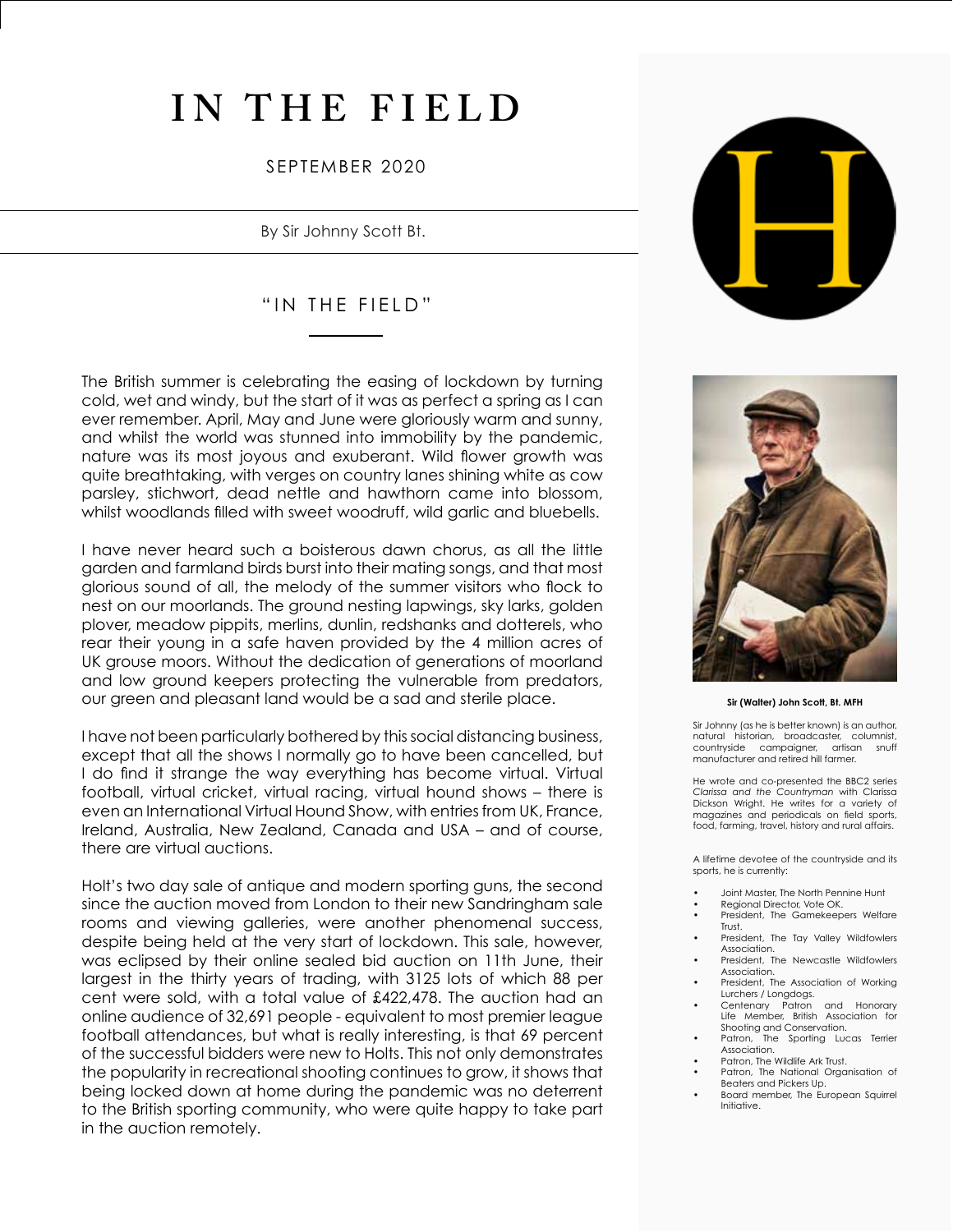# IN THE FIELD

SEPTEMBER 2020

By Sir Johnny Scott Bt.

## "IN THE FIELD"

The British summer is celebrating the easing of lockdown by turning cold, wet and windy, but the start of it was as perfect a spring as I can ever remember. April, May and June were gloriously warm and sunny, and whilst the world was stunned into immobility by the pandemic, nature was its most joyous and exuberant. Wild flower growth was quite breathtaking, with verges on country lanes shining white as cow parsley, stichwort, dead nettle and hawthorn came into blossom, whilst woodlands filled with sweet woodruff, wild garlic and bluebells.

I have never heard such a boisterous dawn chorus, as all the little garden and farmland birds burst into their mating songs, and that most glorious sound of all, the melody of the summer visitors who flock to nest on our moorlands. The ground nesting lapwings, sky larks, golden plover, meadow pippits, merlins, dunlin, redshanks and dotterels, who rear their young in a safe haven provided by the 4 million acres of UK grouse moors. Without the dedication of generations of moorland and low ground keepers protecting the vulnerable from predators, our green and pleasant land would be a sad and sterile place.

I have not been particularly bothered by this social distancing business, except that all the shows I normally go to have been cancelled, but I do find it strange the way everything has become virtual. Virtual football, virtual cricket, virtual racing, virtual hound shows – there is even an International Virtual Hound Show, with entries from UK, France, Ireland, Australia, New Zealand, Canada and USA – and of course, there are virtual auctions.

Holt's two day sale of antique and modern sporting guns, the second since the auction moved from London to their new Sandringham sale rooms and viewing galleries, were another phenomenal success, despite being held at the very start of lockdown. This sale, however, was eclipsed by their online sealed bid auction on 11th June, their largest in the thirty years of trading, with 3125 lots of which 88 per cent were sold, with a total value of £422,478. The auction had an online audience of 32,691 people - equivalent to most premier league football attendances, but what is really interesting, is that 69 percent of the successful bidders were new to Holts. This not only demonstrates the popularity in recreational shooting continues to grow, it shows that being locked down at home during the pandemic was no deterrent to the British sporting community, who were quite happy to take part in the auction remotely.

**Sir (Walter) John Scott, Bt. MFH**

Sir Johnny (as he is better known) is an author, natural historian, broadcaster, columnist, countryside campaigner, artisan snuff manufacturer and retired hill farmer.

He wrote and co-presented the BBC2 series *Clarissa and the Countryman* with Clarissa Dickson Wright. He writes for a variety of magazines and periodicals on field sports, food, farming, travel, history and rural affairs.

A lifetime devotee of the countryside and its sports, he is currently:

- Joint Master, The North Pennine Hunt
- Regional Director, Vote OK.
- President, The Gamekeepers Welfare Trust.
- President, The Tay Valley Wildfowlers Association.
- President, The Newcastle Wildfowlers Association.
- President, The Association of Working Lurchers / Longdogs.
- Centenary Patron and Honorary Life Member, British Association for Shooting and Conservation.
- Patron, The Sporting Lucas Terrier Association.
- Patron, The Wildlife Ark Trust.
- Patron, The National Organisation of Beaters and Pickers Up.
- Board member, The European Squirrel Initiative.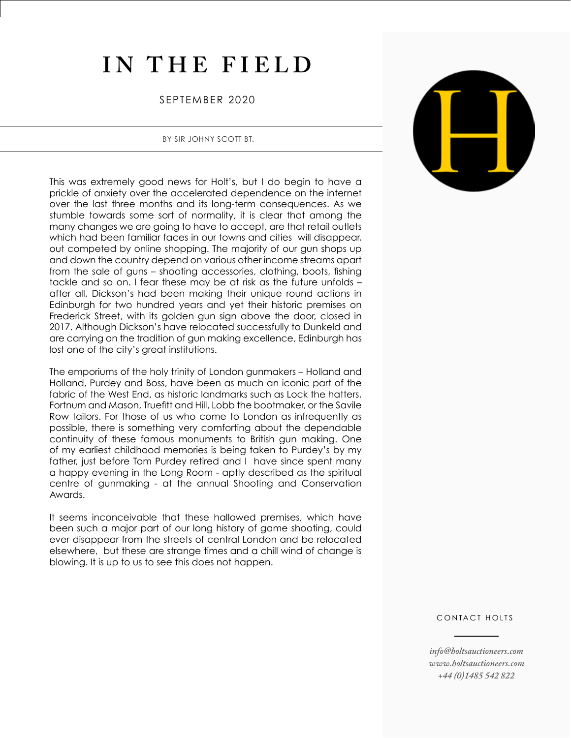# IN THE FIELD

SEPTEMBER 2020

BY SIR JOHNY SCOTT BT.

This was extremely good news for Holt's, but I do begin to have a prickle of anxiety over the accelerated dependence on the internet over the last three months and its long-term consequences. As we stumble towards some sort of normality, it is clear that among the many changes we are going to have to accept, are that retail outlets which had been familiar faces in our towns and cities will disappear, out competed by online shopping. The majority of our gun shops up and down the country depend on various other income streams apart from the sale of guns – shooting accessories, clothing, boots, fishing tackle and so on. I fear these may be at risk as the future unfolds – after all, Dickson's had been making their unique round actions in Edinburgh for two hundred years and yet their historic premises on Frederick Street, with its golden gun sign above the door, closed in 2017. Although Dickson's have relocated successfully to Dunkeld and are carrying on the tradition of gun making excellence, Edinburgh has lost one of the city's great institutions.

The emporiums of the holy trinity of London gunmakers – Holland and Holland, Purdey and Boss, have been as much an iconic part of the fabric of the West End, as historic landmarks such as Lock the hatters, Fortnum and Mason, Truefitt and Hill, Lobb the bootmaker, or the Savile Row tailors. For those of us who come to London as infrequently as possible, there is something very comforting about the dependable continuity of these famous monuments to British gun making. One of my earliest childhood memories is being taken to Purdey's by my father, just before Tom Purdey retired and I have since spent many a happy evening in the Long Room - aptly described as the spiritual centre of gunmaking - at the annual Shooting and Conservation Awards.

It seems inconceivable that these hallowed premises, which have been such a major part of our long history of game shooting, could ever disappear from the streets of central London and be relocated elsewhere, but these are strange times and a chill wind of change is blowing. It is up to us to see this does not happen.

CONTACT HOLTS

*info@holtsauctioneers.com*
*www.holtsauctioneers.com*
*+44 (0)1485 542 822*